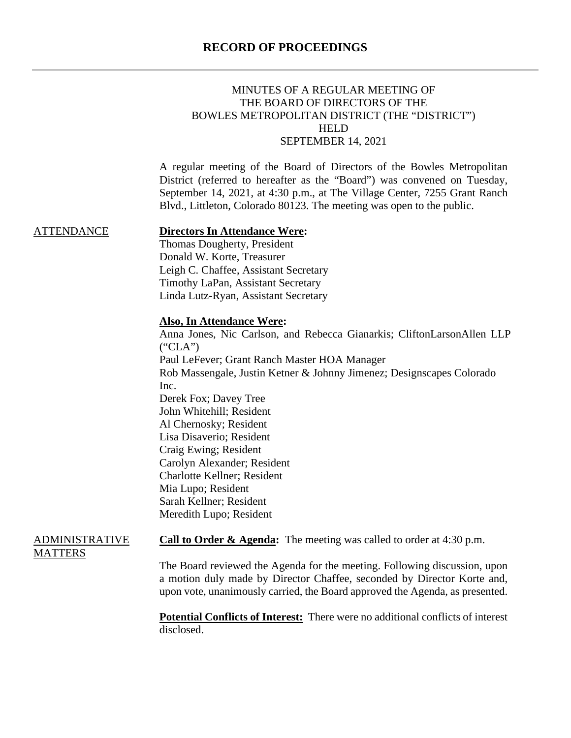# RECORD OF PROCEEDINGS

MINUTES OF A REGULAR MEETING OF
THE BOARD OF DIRECTORS OF THE
BOWLES METROPOLITAN DISTRICT (THE "DISTRICT")
HELD
SEPTEMBER 14, 2021

A regular meeting of the Board of Directors of the Bowles Metropolitan District (referred to hereafter as the "Board") was convened on Tuesday, September 14, 2021, at 4:30 p.m., at The Village Center, 7255 Grant Ranch Blvd., Littleton, Colorado 80123. The meeting was open to the public.

## ATTENDANCE

**Directors In Attendance Were:**
Thomas Dougherty, President
Donald W. Korte, Treasurer
Leigh C. Chaffee, Assistant Secretary
Timothy LaPan, Assistant Secretary
Linda Lutz-Ryan, Assistant Secretary

**Also, In Attendance Were:**
Anna Jones, Nic Carlson, and Rebecca Gianarkis; CliftonLarsonAllen LLP ("CLA")
Paul LeFever; Grant Ranch Master HOA Manager
Rob Massengale, Justin Ketner & Johnny Jimenez; Designscapes Colorado Inc.
Derek Fox; Davey Tree
John Whitehill; Resident
Al Chernosky; Resident
Lisa Disaverio; Resident
Craig Ewing; Resident
Carolyn Alexander; Resident
Charlotte Kellner; Resident
Mia Lupo; Resident
Sarah Kellner; Resident
Meredith Lupo; Resident

## ADMINISTRATIVE MATTERS

**Call to Order & Agenda:** The meeting was called to order at 4:30 p.m.

The Board reviewed the Agenda for the meeting. Following discussion, upon a motion duly made by Director Chaffee, seconded by Director Korte and, upon vote, unanimously carried, the Board approved the Agenda, as presented.

**Potential Conflicts of Interest:** There were no additional conflicts of interest disclosed.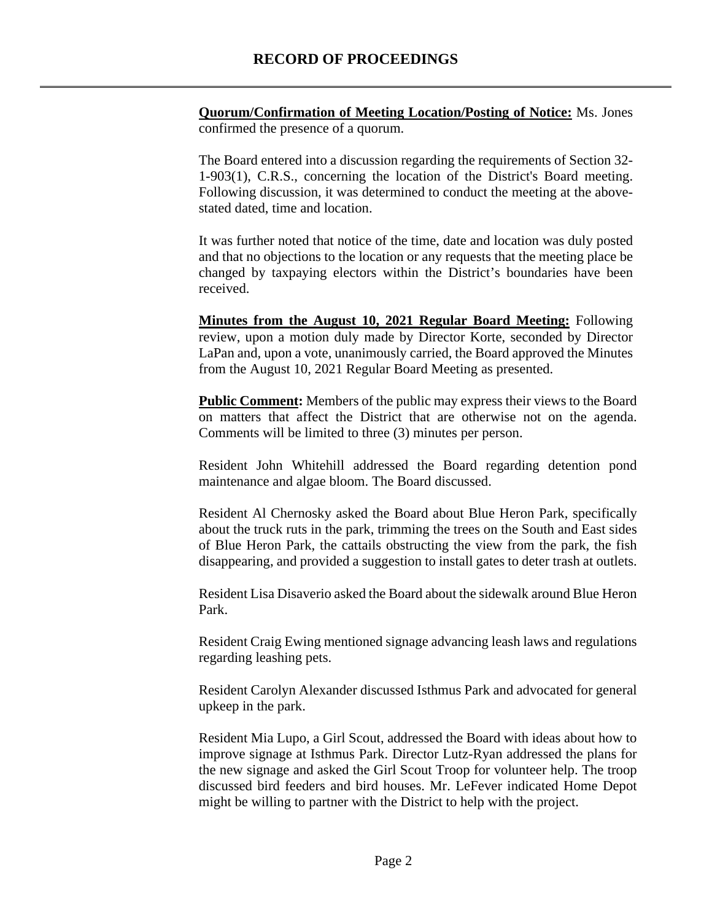**Quorum/Confirmation of Meeting Location/Posting of Notice:** Ms. Jones confirmed the presence of a quorum.

The Board entered into a discussion regarding the requirements of Section 32-1-903(1), C.R.S., concerning the location of the District's Board meeting. Following discussion, it was determined to conduct the meeting at the above-stated dated, time and location.

It was further noted that notice of the time, date and location was duly posted and that no objections to the location or any requests that the meeting place be changed by taxpaying electors within the District's boundaries have been received.

**Minutes from the August 10, 2021 Regular Board Meeting:** Following review, upon a motion duly made by Director Korte, seconded by Director LaPan and, upon a vote, unanimously carried, the Board approved the Minutes from the August 10, 2021 Regular Board Meeting as presented.

**Public Comment:** Members of the public may express their views to the Board on matters that affect the District that are otherwise not on the agenda. Comments will be limited to three (3) minutes per person.

Resident John Whitehill addressed the Board regarding detention pond maintenance and algae bloom. The Board discussed.

Resident Al Chernosky asked the Board about Blue Heron Park, specifically about the truck ruts in the park, trimming the trees on the South and East sides of Blue Heron Park, the cattails obstructing the view from the park, the fish disappearing, and provided a suggestion to install gates to deter trash at outlets.

Resident Lisa Disaverio asked the Board about the sidewalk around Blue Heron Park.

Resident Craig Ewing mentioned signage advancing leash laws and regulations regarding leashing pets.

Resident Carolyn Alexander discussed Isthmus Park and advocated for general upkeep in the park.

Resident Mia Lupo, a Girl Scout, addressed the Board with ideas about how to improve signage at Isthmus Park. Director Lutz-Ryan addressed the plans for the new signage and asked the Girl Scout Troop for volunteer help. The troop discussed bird feeders and bird houses. Mr. LeFever indicated Home Depot might be willing to partner with the District to help with the project.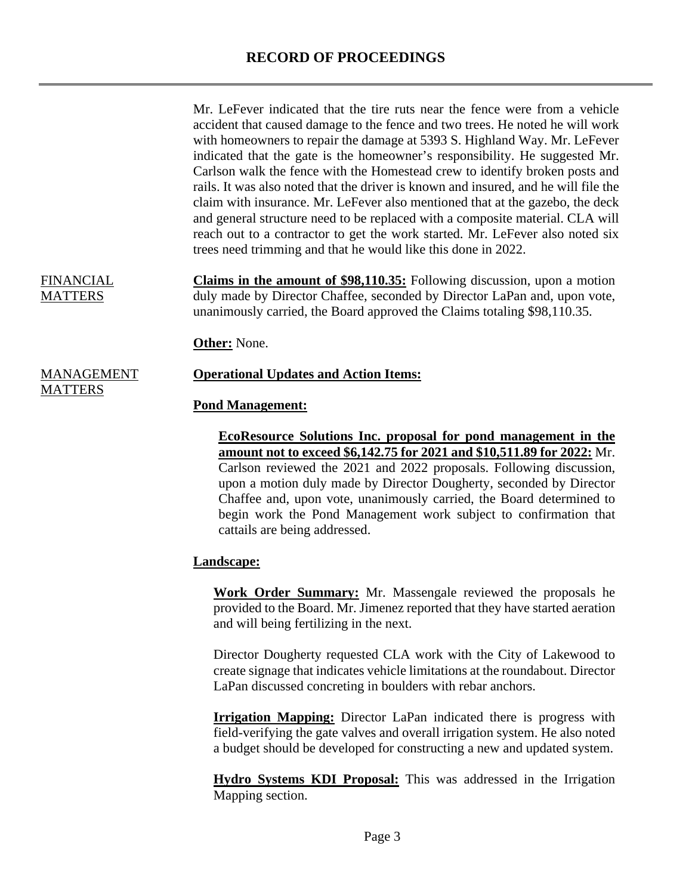Mr. LeFever indicated that the tire ruts near the fence were from a vehicle accident that caused damage to the fence and two trees. He noted he will work with homeowners to repair the damage at 5393 S. Highland Way. Mr. LeFever indicated that the gate is the homeowner's responsibility. He suggested Mr. Carlson walk the fence with the Homestead crew to identify broken posts and rails. It was also noted that the driver is known and insured, and he will file the claim with insurance. Mr. LeFever also mentioned that at the gazebo, the deck and general structure need to be replaced with a composite material. CLA will reach out to a contractor to get the work started. Mr. LeFever also noted six trees need trimming and that he would like this done in 2022.

FINANCIAL MATTERS

**Claims in the amount of $98,110.35:** Following discussion, upon a motion duly made by Director Chaffee, seconded by Director LaPan and, upon vote, unanimously carried, the Board approved the Claims totaling $98,110.35.

**Other:** None.

MANAGEMENT MATTERS

**Operational Updates and Action Items:**

**Pond Management:**

**EcoResource Solutions Inc. proposal for pond management in the amount not to exceed $6,142.75 for 2021 and $10,511.89 for 2022:** Mr. Carlson reviewed the 2021 and 2022 proposals. Following discussion, upon a motion duly made by Director Dougherty, seconded by Director Chaffee and, upon vote, unanimously carried, the Board determined to begin work the Pond Management work subject to confirmation that cattails are being addressed.

**Landscape:**

**Work Order Summary:** Mr. Massengale reviewed the proposals he provided to the Board. Mr. Jimenez reported that they have started aeration and will being fertilizing in the next.

Director Dougherty requested CLA work with the City of Lakewood to create signage that indicates vehicle limitations at the roundabout. Director LaPan discussed concreting in boulders with rebar anchors.

**Irrigation Mapping:** Director LaPan indicated there is progress with field-verifying the gate valves and overall irrigation system. He also noted a budget should be developed for constructing a new and updated system.

**Hydro Systems KDI Proposal:** This was addressed in the Irrigation Mapping section.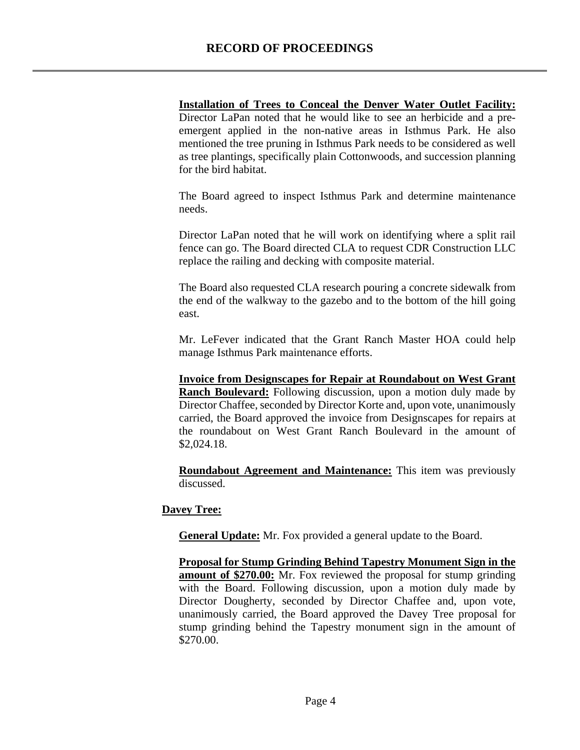**Installation of Trees to Conceal the Denver Water Outlet Facility:** Director LaPan noted that he would like to see an herbicide and a pre-emergent applied in the non-native areas in Isthmus Park. He also mentioned the tree pruning in Isthmus Park needs to be considered as well as tree plantings, specifically plain Cottonwoods, and succession planning for the bird habitat.

The Board agreed to inspect Isthmus Park and determine maintenance needs.

Director LaPan noted that he will work on identifying where a split rail fence can go. The Board directed CLA to request CDR Construction LLC replace the railing and decking with composite material.

The Board also requested CLA research pouring a concrete sidewalk from the end of the walkway to the gazebo and to the bottom of the hill going east.

Mr. LeFever indicated that the Grant Ranch Master HOA could help manage Isthmus Park maintenance efforts.

**Invoice from Designscapes for Repair at Roundabout on West Grant Ranch Boulevard:** Following discussion, upon a motion duly made by Director Chaffee, seconded by Director Korte and, upon vote, unanimously carried, the Board approved the invoice from Designscapes for repairs at the roundabout on West Grant Ranch Boulevard in the amount of $2,024.18.

**Roundabout Agreement and Maintenance:** This item was previously discussed.

**Davey Tree:**

**General Update:** Mr. Fox provided a general update to the Board.

**Proposal for Stump Grinding Behind Tapestry Monument Sign in the amount of $270.00:** Mr. Fox reviewed the proposal for stump grinding with the Board. Following discussion, upon a motion duly made by Director Dougherty, seconded by Director Chaffee and, upon vote, unanimously carried, the Board approved the Davey Tree proposal for stump grinding behind the Tapestry monument sign in the amount of $270.00.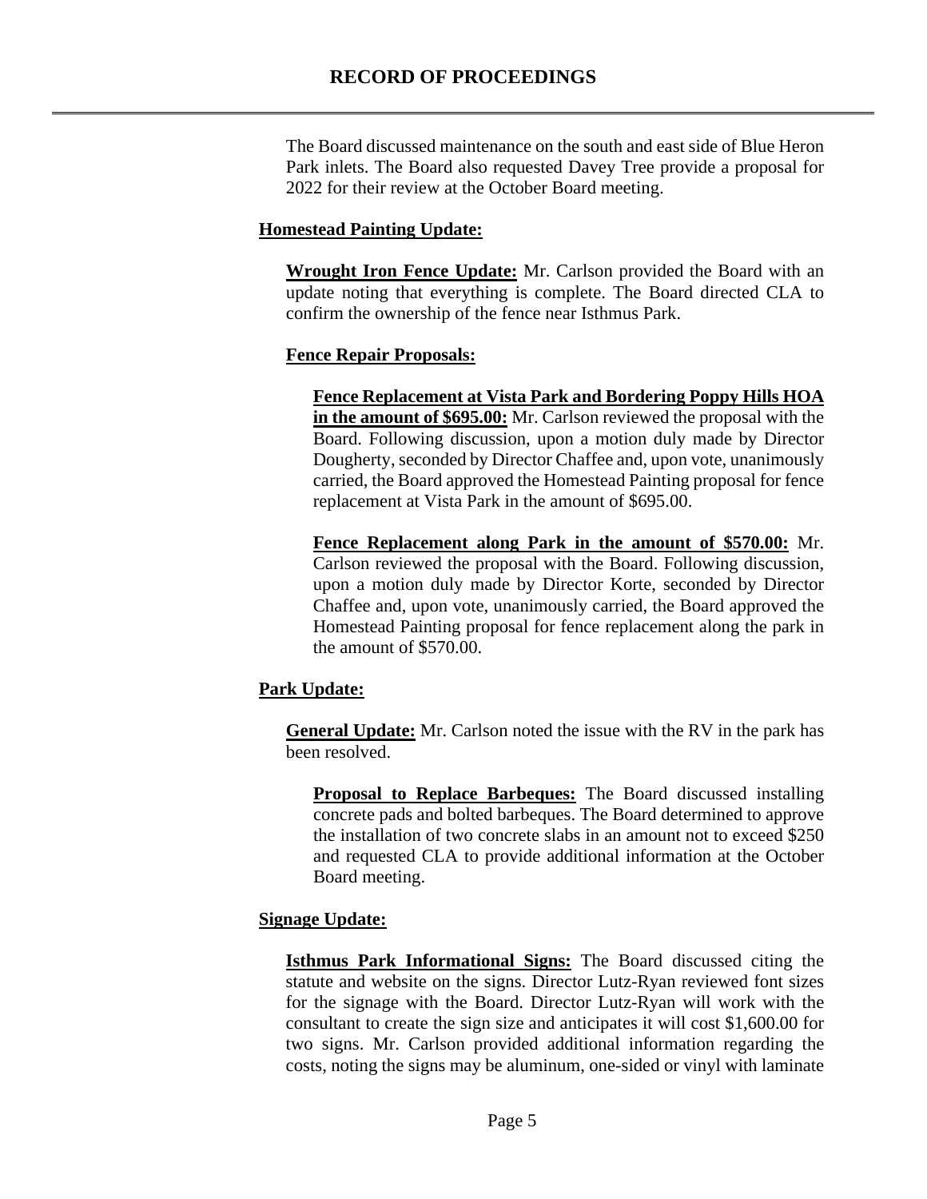The Board discussed maintenance on the south and east side of Blue Heron Park inlets. The Board also requested Davey Tree provide a proposal for 2022 for their review at the October Board meeting.

**Homestead Painting Update:**

**Wrought Iron Fence Update:** Mr. Carlson provided the Board with an update noting that everything is complete. The Board directed CLA to confirm the ownership of the fence near Isthmus Park.

**Fence Repair Proposals:**

**Fence Replacement at Vista Park and Bordering Poppy Hills HOA in the amount of $695.00:** Mr. Carlson reviewed the proposal with the Board. Following discussion, upon a motion duly made by Director Dougherty, seconded by Director Chaffee and, upon vote, unanimously carried, the Board approved the Homestead Painting proposal for fence replacement at Vista Park in the amount of $695.00.

**Fence Replacement along Park in the amount of $570.00:** Mr. Carlson reviewed the proposal with the Board. Following discussion, upon a motion duly made by Director Korte, seconded by Director Chaffee and, upon vote, unanimously carried, the Board approved the Homestead Painting proposal for fence replacement along the park in the amount of $570.00.

**Park Update:**

**General Update:** Mr. Carlson noted the issue with the RV in the park has been resolved.

**Proposal to Replace Barbeques:** The Board discussed installing concrete pads and bolted barbeques. The Board determined to approve the installation of two concrete slabs in an amount not to exceed $250 and requested CLA to provide additional information at the October Board meeting.

**Signage Update:**

**Isthmus Park Informational Signs:** The Board discussed citing the statute and website on the signs. Director Lutz-Ryan reviewed font sizes for the signage with the Board. Director Lutz-Ryan will work with the consultant to create the sign size and anticipates it will cost $1,600.00 for two signs. Mr. Carlson provided additional information regarding the costs, noting the signs may be aluminum, one-sided or vinyl with laminate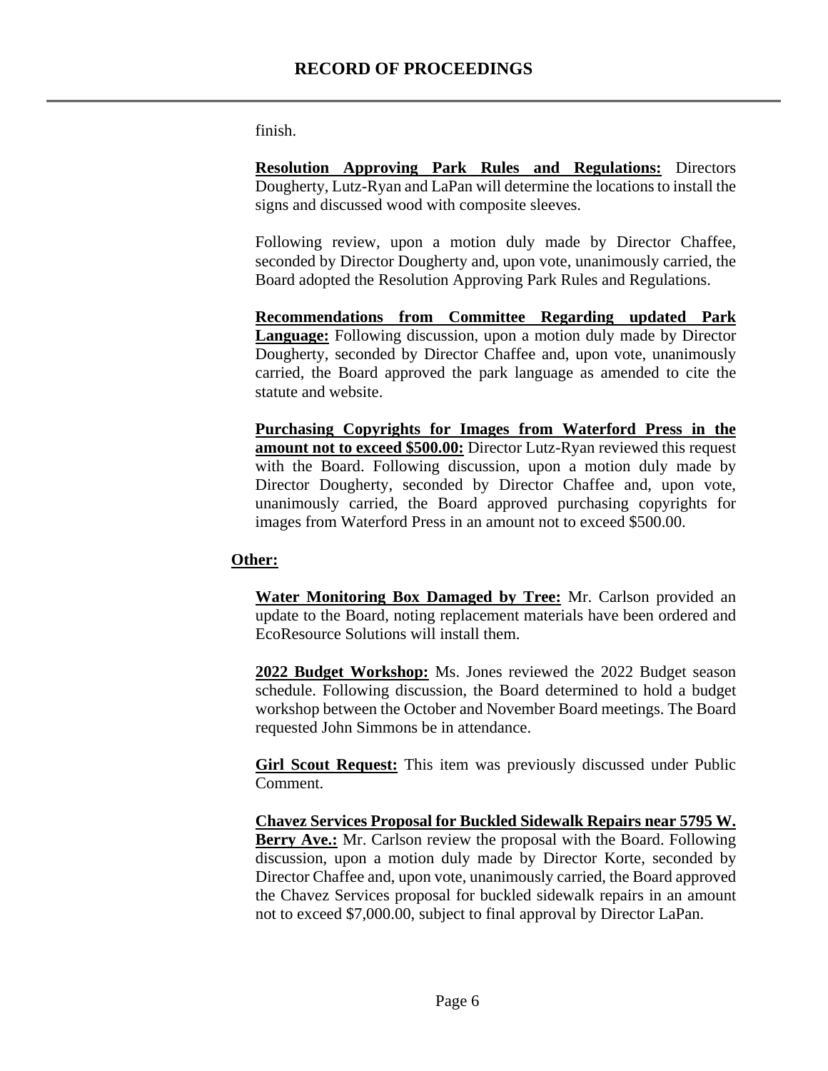finish.

**Resolution Approving Park Rules and Regulations:** Directors Dougherty, Lutz-Ryan and LaPan will determine the locations to install the signs and discussed wood with composite sleeves.

Following review, upon a motion duly made by Director Chaffee, seconded by Director Dougherty and, upon vote, unanimously carried, the Board adopted the Resolution Approving Park Rules and Regulations.

**Recommendations from Committee Regarding updated Park Language:** Following discussion, upon a motion duly made by Director Dougherty, seconded by Director Chaffee and, upon vote, unanimously carried, the Board approved the park language as amended to cite the statute and website.

**Purchasing Copyrights for Images from Waterford Press in the amount not to exceed $500.00:** Director Lutz-Ryan reviewed this request with the Board. Following discussion, upon a motion duly made by Director Dougherty, seconded by Director Chaffee and, upon vote, unanimously carried, the Board approved purchasing copyrights for images from Waterford Press in an amount not to exceed $500.00.

**Other:**

**Water Monitoring Box Damaged by Tree:** Mr. Carlson provided an update to the Board, noting replacement materials have been ordered and EcoResource Solutions will install them.

**2022 Budget Workshop:** Ms. Jones reviewed the 2022 Budget season schedule. Following discussion, the Board determined to hold a budget workshop between the October and November Board meetings. The Board requested John Simmons be in attendance.

**Girl Scout Request:** This item was previously discussed under Public Comment.

**Chavez Services Proposal for Buckled Sidewalk Repairs near 5795 W. Berry Ave.:** Mr. Carlson review the proposal with the Board. Following discussion, upon a motion duly made by Director Korte, seconded by Director Chaffee and, upon vote, unanimously carried, the Board approved the Chavez Services proposal for buckled sidewalk repairs in an amount not to exceed $7,000.00, subject to final approval by Director LaPan.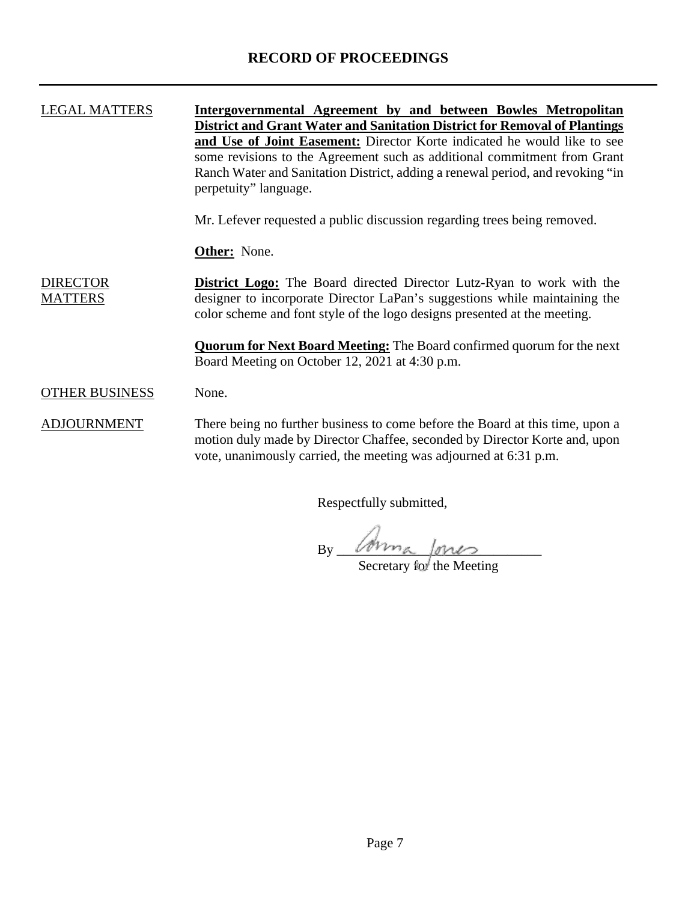**RECORD OF PROCEEDINGS**

---

LEGAL MATTERS

**Intergovernmental Agreement by and between Bowles Metropolitan District and Grant Water and Sanitation District for Removal of Plantings and Use of Joint Easement:** Director Korte indicated he would like to see some revisions to the Agreement such as additional commitment from Grant Ranch Water and Sanitation District, adding a renewal period, and revoking "in perpetuity" language.

Mr. Lefever requested a public discussion regarding trees being removed.

**Other:** None.

DIRECTOR MATTERS

**District Logo:** The Board directed Director Lutz-Ryan to work with the designer to incorporate Director LaPan's suggestions while maintaining the color scheme and font style of the logo designs presented at the meeting.

**Quorum for Next Board Meeting:** The Board confirmed quorum for the next Board Meeting on October 12, 2021 at 4:30 p.m.

OTHER BUSINESS

None.

ADJOURNMENT

There being no further business to come before the Board at this time, upon a motion duly made by Director Chaffee, seconded by Director Korte and, upon vote, unanimously carried, the meeting was adjourned at 6:31 p.m.

Respectfully submitted,

By Anna Jones

Secretary for the Meeting